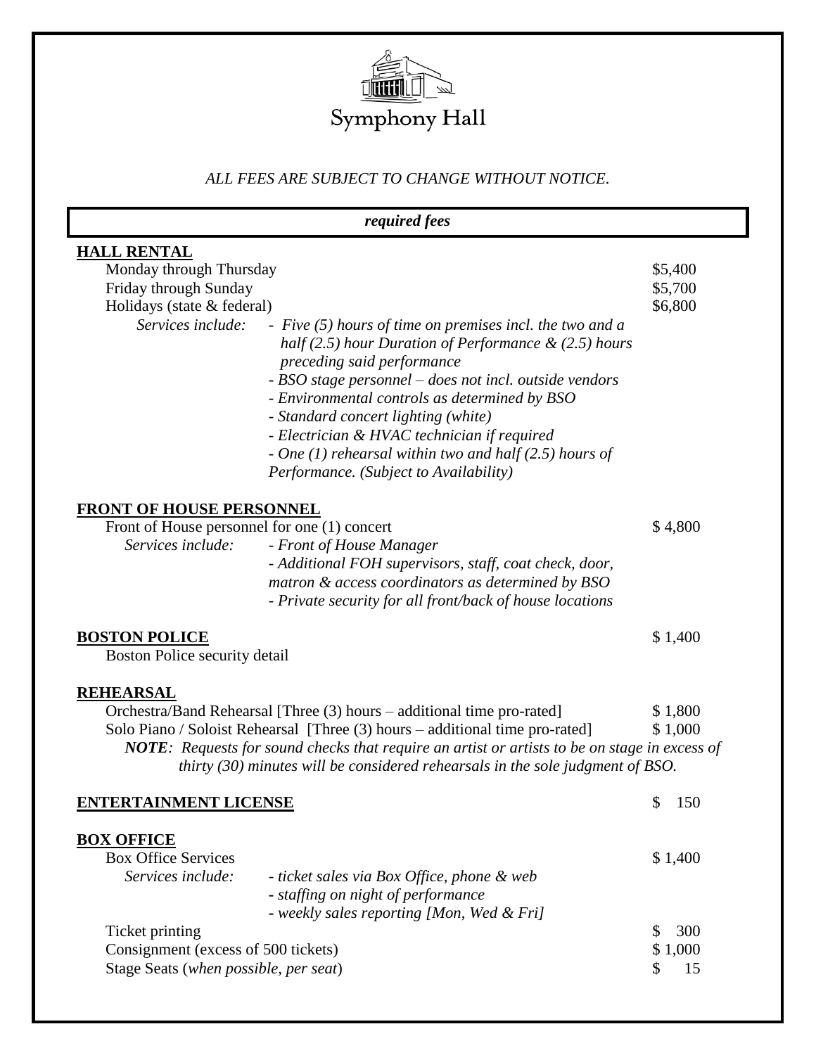# Symphony Hall

*ALL FEES ARE SUBJECT TO CHANGE WITHOUT NOTICE.*

## *required fees*

### HALL RENTAL

| | |
|---|---|
| Monday through Thursday | $5,400 |
| Friday through Sunday | $5,700 |
| Holidays (state & federal) | $6,800 |

*Services include:*
- *Five (5) hours of time on premises incl. the two and a half (2.5) hour Duration of Performance & (2.5) hours preceding said performance*
- *BSO stage personnel – does not incl. outside vendors*
- *Environmental controls as determined by BSO*
- *Standard concert lighting (white)*
- *Electrician & HVAC technician if required*
- *One (1) rehearsal within two and half (2.5) hours of Performance. (Subject to Availability)*

### FRONT OF HOUSE PERSONNEL

| | |
|---|---|
| Front of House personnel for one (1) concert | $ 4,800 |

*Services include:*
- *Front of House Manager*
- *Additional FOH supervisors, staff, coat check, door, matron & access coordinators as determined by BSO*
- *Private security for all front/back of house locations*

### BOSTON POLICE

| | |
|---|---|
| Boston Police security detail | $ 1,400 |

### REHEARSAL

| | |
|---|---|
| Orchestra/Band Rehearsal [Three (3) hours – additional time pro-rated] | $ 1,800 |
| Solo Piano / Soloist Rehearsal [Three (3) hours – additional time pro-rated] | $ 1,000 |

***NOTE**: Requests for sound checks that require an artist or artists to be on stage in excess of thirty (30) minutes will be considered rehearsals in the sole judgment of BSO.*

### ENTERTAINMENT LICENSE

$ 150

### BOX OFFICE

| | |
|---|---|
| Box Office Services | $ 1,400 |

*Services include:*
- *ticket sales via Box Office, phone & web*
- *staffing on night of performance*
- *weekly sales reporting [Mon, Wed & Fri]*

| | |
|---|---|
| Ticket printing | $ 300 |
| Consignment (excess of 500 tickets) | $ 1,000 |
| Stage Seats (*when possible, per seat*) | $ 15 |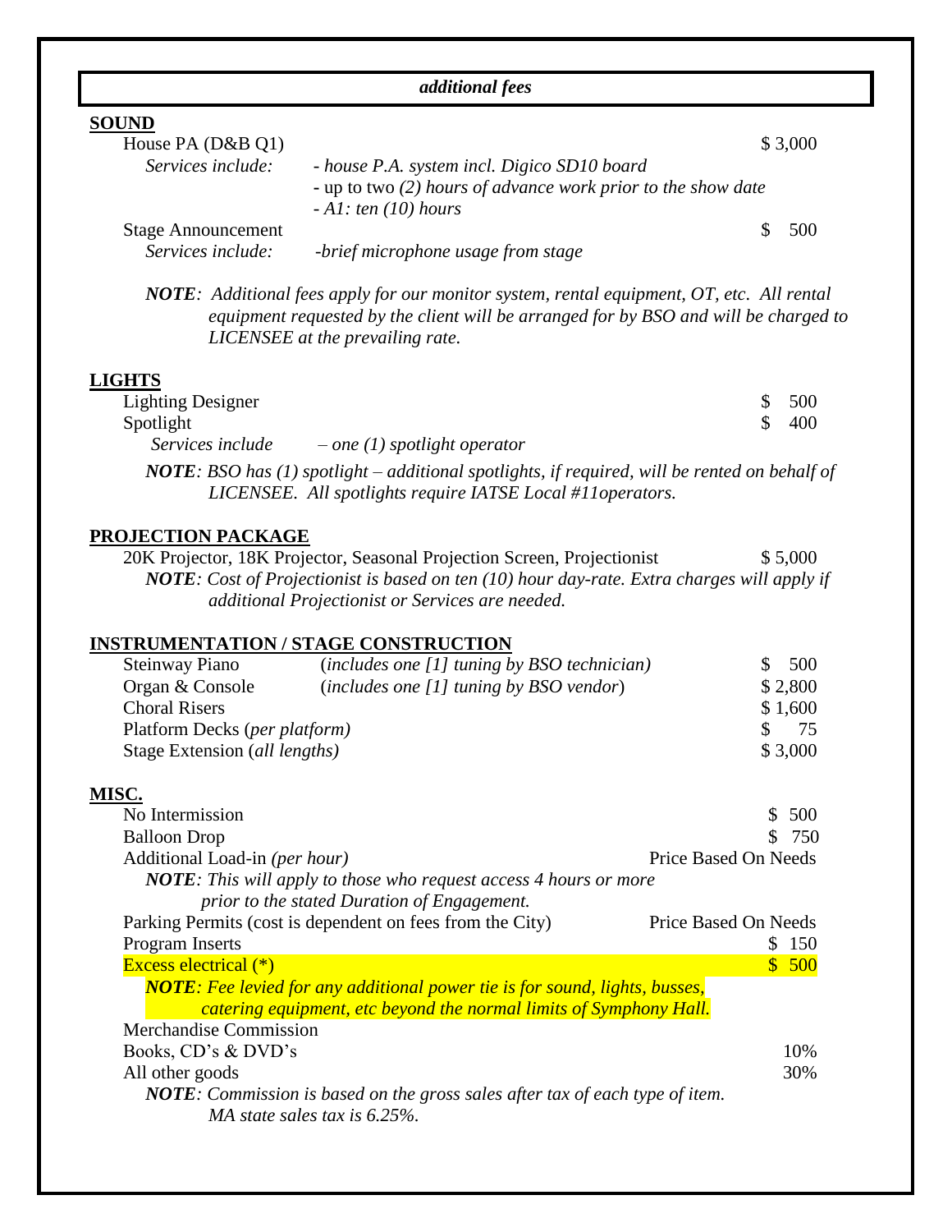## *additional fees*

### SOUND

| | | |
|---|---|---|
| House PA (D&B Q1) | | $ 3,000 |
| *Services include:* | *- house P.A. system incl. Digico SD10 board*<br>- up to two *(2) hours of advance work prior to the show date*<br>*- A1: ten (10) hours* | |
| Stage Announcement | | $ 500 |
| *Services include:* | *-brief microphone usage from stage* | |

***NOTE**: Additional fees apply for our monitor system, rental equipment, OT, etc. All rental equipment requested by the client will be arranged for by BSO and will be charged to LICENSEE at the prevailing rate.*

### LIGHTS

| | | |
|---|---|---|
| Lighting Designer | | $ 500 |
| Spotlight | | $ 400 |
| *Services include* | *– one (1) spotlight operator* | |

***NOTE**: BSO has (1) spotlight – additional spotlights, if required, will be rented on behalf of LICENSEE. All spotlights require IATSE Local #11operators.*

### PROJECTION PACKAGE

| | |
|---|---|
| 20K Projector, 18K Projector, Seasonal Projection Screen, Projectionist | $ 5,000 |

***NOTE**: Cost of Projectionist is based on ten (10) hour day-rate. Extra charges will apply if additional Projectionist or Services are needed.*

### INSTRUMENTATION / STAGE CONSTRUCTION

| | | |
|---|---|---|
| Steinway Piano | (*includes one [1] tuning by BSO technician)* | $ 500 |
| Organ & Console | (*includes one [1] tuning by BSO vendor*) | $ 2,800 |
| Choral Risers | | $ 1,600 |
| Platform Decks (*per platform)* | | $ 75 |
| Stage Extension (*all lengths)* | | $ 3,000 |

### MISC.

| | |
|---|---|
| No Intermission | $ 500 |
| Balloon Drop | $ 750 |
| Additional Load-in *(per hour)* | Price Based On Needs |

***NOTE**: This will apply to those who request access 4 hours or more prior to the stated Duration of Engagement.*

| | |
|---|---|
| Parking Permits (cost is dependent on fees from the City) | Price Based On Needs |
| Program Inserts | $ 150 |
| Excess electrical (*) | $ 500 |

***NOTE**: Fee levied for any additional power tie is for sound, lights, busses, catering equipment, etc beyond the normal limits of Symphony Hall.*

Merchandise Commission

| | |
|---|---|
| Books, CD's & DVD's | 10% |
| All other goods | 30% |

***NOTE**: Commission is based on the gross sales after tax of each type of item. MA state sales tax is 6.25%.*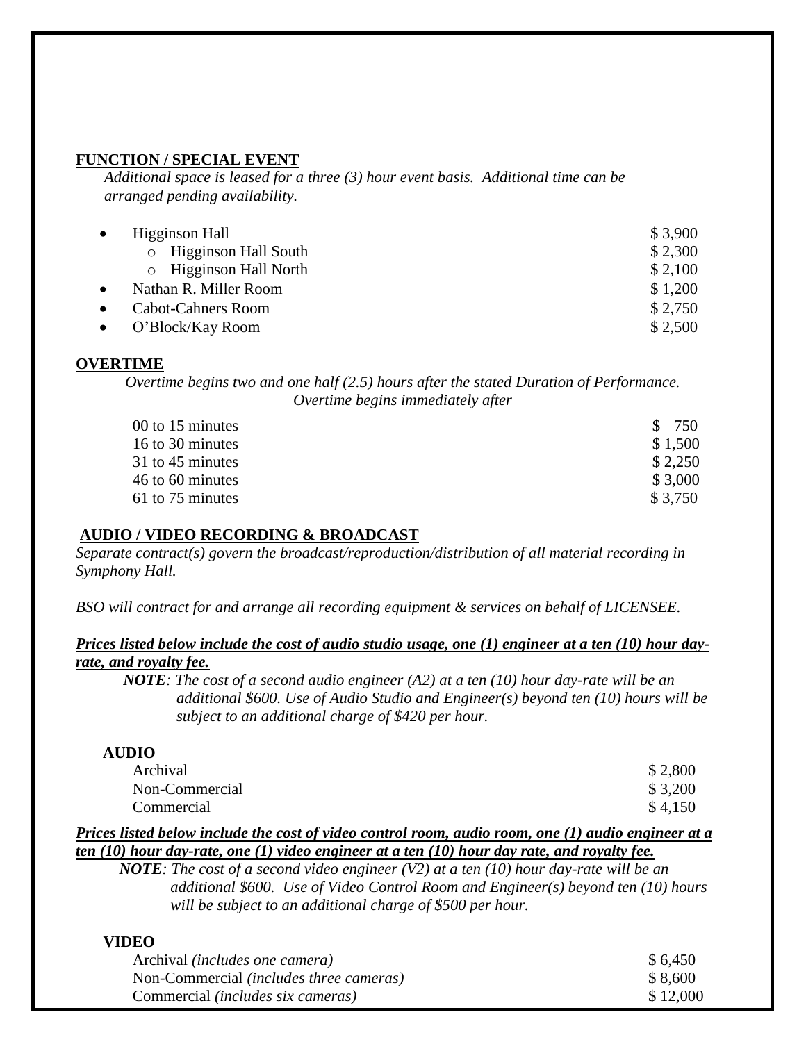## FUNCTION / SPECIAL EVENT

*Additional space is leased for a three (3) hour event basis. Additional time can be arranged pending availability.*

- Higginson Hall — $ 3,900
  - Higginson Hall South — $ 2,300
  - Higginson Hall North — $ 2,100
- Nathan R. Miller Room — $ 1,200
- Cabot-Cahners Room — $ 2,750
- O'Block/Kay Room — $ 2,500

## OVERTIME

*Overtime begins two and one half (2.5) hours after the stated Duration of Performance. Overtime begins immediately after*

| | |
|---|---|
| 00 to 15 minutes | $ 750 |
| 16 to 30 minutes | $ 1,500 |
| 31 to 45 minutes | $ 2,250 |
| 46 to 60 minutes | $ 3,000 |
| 61 to 75 minutes | $ 3,750 |

## AUDIO / VIDEO RECORDING & BROADCAST

*Separate contract(s) govern the broadcast/reproduction/distribution of all material recording in Symphony Hall.*

*BSO will contract for and arrange all recording equipment & services on behalf of LICENSEE.*

***Prices listed below include the cost of audio studio usage, one (1) engineer at a ten (10) hour day-rate, and royalty fee.***

***NOTE**: The cost of a second audio engineer (A2) at a ten (10) hour day-rate will be an additional $600. Use of Audio Studio and Engineer(s) beyond ten (10) hours will be subject to an additional charge of $420 per hour.*

### AUDIO

| | |
|---|---|
| Archival | $ 2,800 |
| Non-Commercial | $ 3,200 |
| Commercial | $ 4,150 |

***Prices listed below include the cost of video control room, audio room, one (1) audio engineer at a ten (10) hour day-rate, one (1) video engineer at a ten (10) hour day rate, and royalty fee.***

***NOTE**: The cost of a second video engineer (V2) at a ten (10) hour day-rate will be an additional $600. Use of Video Control Room and Engineer(s) beyond ten (10) hours will be subject to an additional charge of $500 per hour.*

### VIDEO

| | |
|---|---|
| Archival *(includes one camera)* | $ 6,450 |
| Non-Commercial *(includes three cameras)* | $ 8,600 |
| Commercial *(includes six cameras)* | $ 12,000 |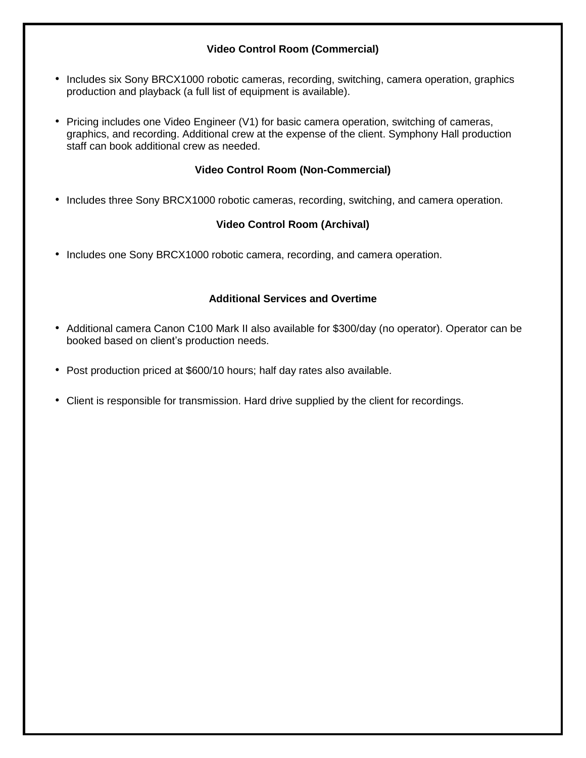**Video Control Room (Commercial)**

- Includes six Sony BRCX1000 robotic cameras, recording, switching, camera operation, graphics production and playback (a full list of equipment is available).
- Pricing includes one Video Engineer (V1) for basic camera operation, switching of cameras, graphics, and recording. Additional crew at the expense of the client. Symphony Hall production staff can book additional crew as needed.

**Video Control Room (Non-Commercial)**

- Includes three Sony BRCX1000 robotic cameras, recording, switching, and camera operation.

**Video Control Room (Archival)**

- Includes one Sony BRCX1000 robotic camera, recording, and camera operation.

**Additional Services and Overtime**

- Additional camera Canon C100 Mark II also available for $300/day (no operator). Operator can be booked based on client's production needs.
- Post production priced at $600/10 hours; half day rates also available.
- Client is responsible for transmission. Hard drive supplied by the client for recordings.